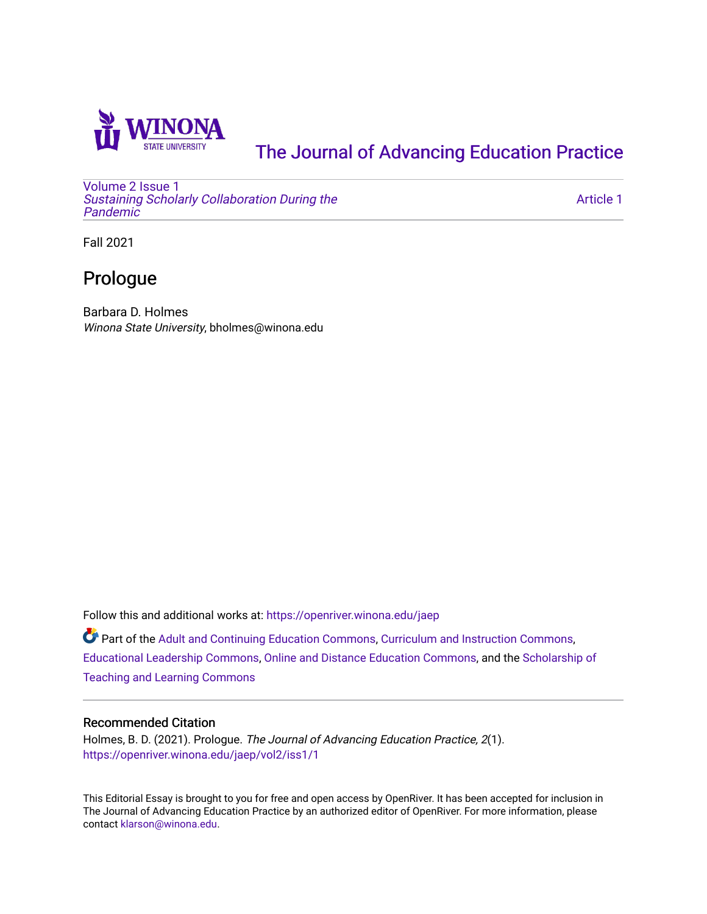# The Journal of Advancing Education Practice

Volume 2 Issue 1
*Sustaining Scholarly Collaboration During the Pandemic*

Article 1

Fall 2021

## Prologue

Barbara D. Holmes
*Winona State University*, bholmes@winona.edu

Follow this and additional works at: https://openriver.winona.edu/jaep

Part of the Adult and Continuing Education Commons, Curriculum and Instruction Commons, Educational Leadership Commons, Online and Distance Education Commons, and the Scholarship of Teaching and Learning Commons

### Recommended Citation

Holmes, B. D. (2021). Prologue. *The Journal of Advancing Education Practice, 2*(1). https://openriver.winona.edu/jaep/vol2/iss1/1

This Editorial Essay is brought to you for free and open access by OpenRiver. It has been accepted for inclusion in The Journal of Advancing Education Practice by an authorized editor of OpenRiver. For more information, please contact klarson@winona.edu.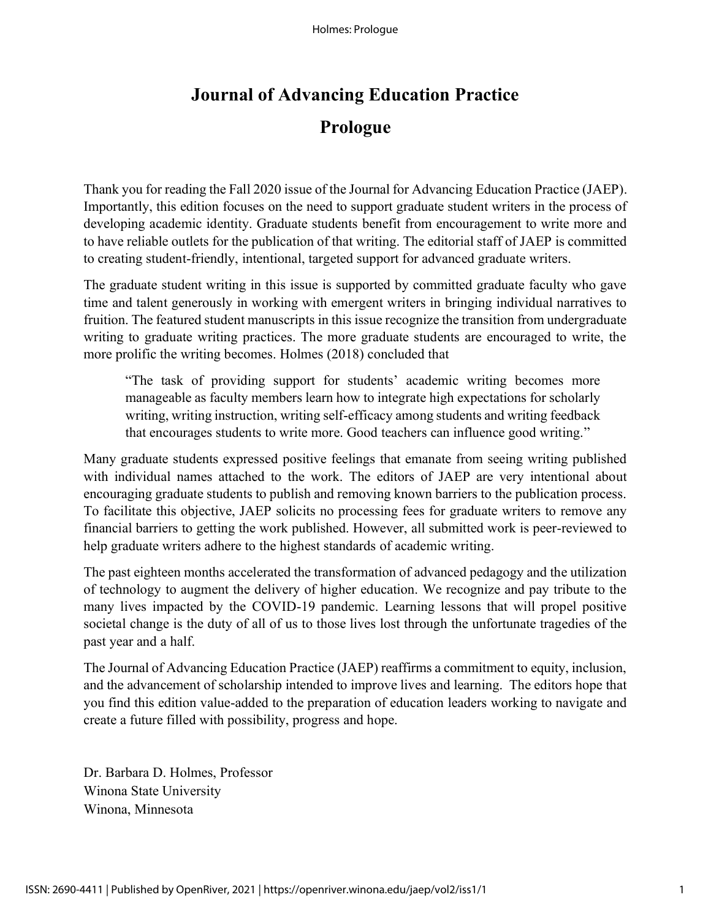# Journal of Advancing Education Practice

# Prologue

Thank you for reading the Fall 2020 issue of the Journal for Advancing Education Practice (JAEP). Importantly, this edition focuses on the need to support graduate student writers in the process of developing academic identity. Graduate students benefit from encouragement to write more and to have reliable outlets for the publication of that writing. The editorial staff of JAEP is committed to creating student-friendly, intentional, targeted support for advanced graduate writers.

The graduate student writing in this issue is supported by committed graduate faculty who gave time and talent generously in working with emergent writers in bringing individual narratives to fruition. The featured student manuscripts in this issue recognize the transition from undergraduate writing to graduate writing practices. The more graduate students are encouraged to write, the more prolific the writing becomes. Holmes (2018) concluded that

> "The task of providing support for students' academic writing becomes more manageable as faculty members learn how to integrate high expectations for scholarly writing, writing instruction, writing self-efficacy among students and writing feedback that encourages students to write more. Good teachers can influence good writing."

Many graduate students expressed positive feelings that emanate from seeing writing published with individual names attached to the work. The editors of JAEP are very intentional about encouraging graduate students to publish and removing known barriers to the publication process. To facilitate this objective, JAEP solicits no processing fees for graduate writers to remove any financial barriers to getting the work published. However, all submitted work is peer-reviewed to help graduate writers adhere to the highest standards of academic writing.

The past eighteen months accelerated the transformation of advanced pedagogy and the utilization of technology to augment the delivery of higher education. We recognize and pay tribute to the many lives impacted by the COVID-19 pandemic. Learning lessons that will propel positive societal change is the duty of all of us to those lives lost through the unfortunate tragedies of the past year and a half.

The Journal of Advancing Education Practice (JAEP) reaffirms a commitment to equity, inclusion, and the advancement of scholarship intended to improve lives and learning. The editors hope that you find this edition value-added to the preparation of education leaders working to navigate and create a future filled with possibility, progress and hope.

Dr. Barbara D. Holmes, Professor
Winona State University
Winona, Minnesota